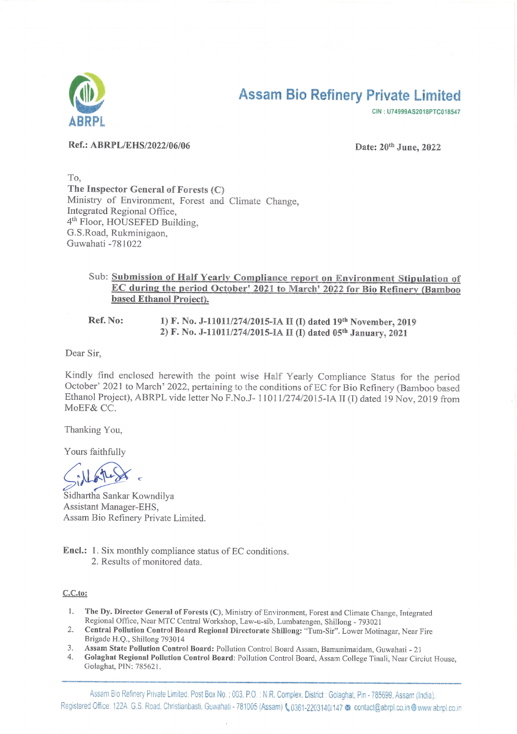ABRPL

# Assam Bio Refinery Private Limited

CIN : U74999AS2018PTC018547

**Ref.: ABRPL/EHS/2022/06/06**

**Date: 20th June, 2022**

To,
**The Inspector General of Forests (C)**
Ministry of Environment, Forest and Climate Change,
Integrated Regional Office,
4th Floor, HOUSEFED Building,
G.S.Road, Rukminigaon,
Guwahati -781022

Sub: **Submission of Half Yearly Compliance report on Environment Stipulation of EC during the period October' 2021 to March' 2022 for Bio Refinery (Bamboo based Ethanol Project).**

**Ref. No:** **1) F. No. J-11011/274/2015-IA II (I) dated 19th November, 2019**
**2) F. No. J-11011/274/2015-IA II (I) dated 05th January, 2021**

Dear Sir,

Kindly find enclosed herewith the point wise Half Yearly Compliance Status for the period October' 2021 to March' 2022, pertaining to the conditions of EC for Bio Refinery (Bamboo based Ethanol Project), ABRPL vide letter No F.No.J- 11011/274/2015-IA II (I) dated 19 Nov, 2019 from MoEF& CC.

Thanking You,

Yours faithfully

Sidhartha Sankar Kowndilya
Assistant Manager-EHS,
Assam Bio Refinery Private Limited.

**Encl.:** 1. Six monthly compliance status of EC conditions.
2. Results of monitored data.

**C.C.to:**

1. **The Dy. Director General of Forests (C)**, Ministry of Environment, Forest and Climate Change, Integrated Regional Office, Near MTC Central Workshop, Law-u-sib, Lumbatengen, Shillong - 793021
2. **Central Pollution Control Board Regional Directorate Shillong:** "Tum-Sir". Lower Motinagar, Near Fire Brigade H.Q., Shillong 793014
3. **Assam State Pollution Control Board:** Pollution Control Board Assam, Bamunimaidam, Guwahati - 21
4. **Golaghat Regional Pollution Control Board**: Pollution Control Board, Assam College Tinali, Near Circiut House, Golaghat, PIN: 785621.

Assam Bio Refinery Private Limited. Post Box No. : 003, P.O. : N.R. Complex, District : Golaghat, Pin - 785699, Assam (India).
Registered Office: 122A. G.S. Road, Christianbasti, Guwahati - 781005 (Assam) 0361-2203140/147 contact@abrpl.co.in www.abrpl.co.in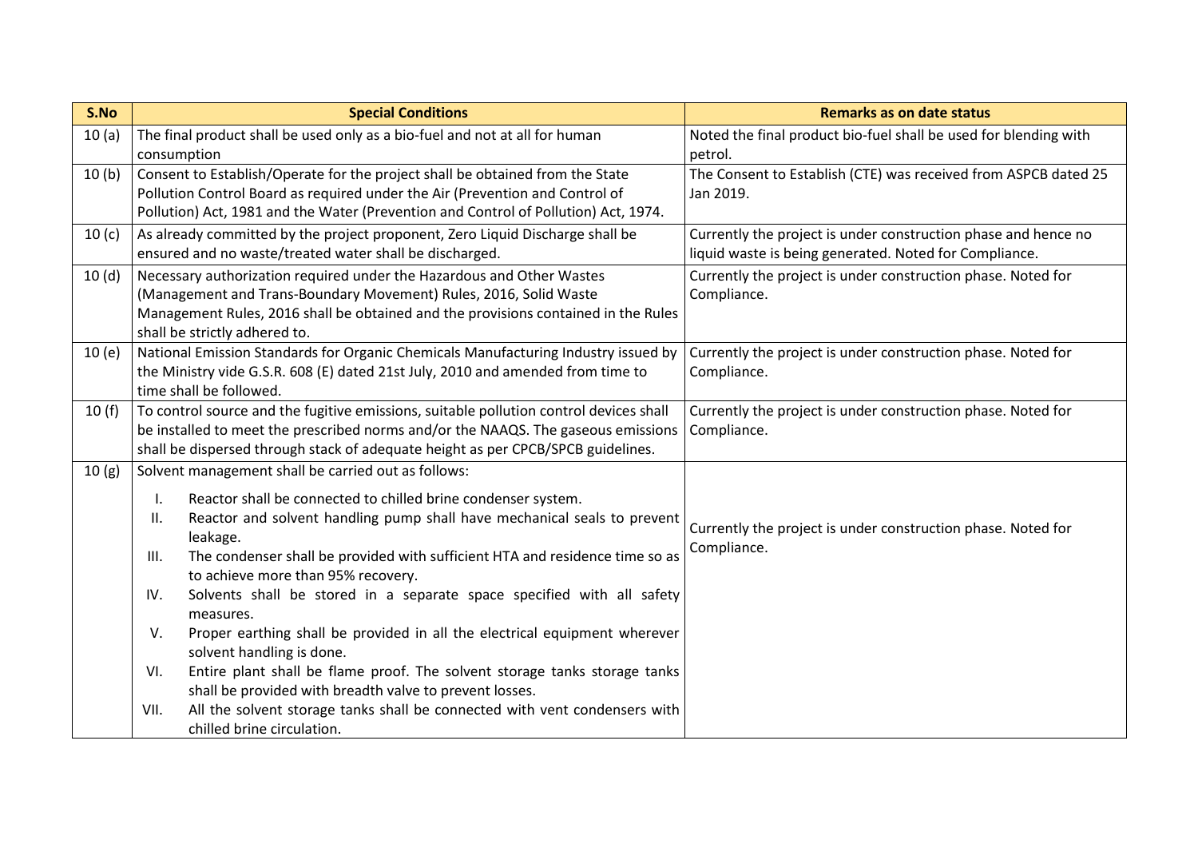| S.No | Special Conditions | Remarks as on date status |
|---|---|---|
| 10 (a) | The final product shall be used only as a bio-fuel and not at all for human consumption | Noted the final product bio-fuel shall be used for blending with petrol. |
| 10 (b) | Consent to Establish/Operate for the project shall be obtained from the State Pollution Control Board as required under the Air (Prevention and Control of Pollution) Act, 1981 and the Water (Prevention and Control of Pollution) Act, 1974. | The Consent to Establish (CTE) was received from ASPCB dated 25 Jan 2019. |
| 10 (c) | As already committed by the project proponent, Zero Liquid Discharge shall be ensured and no waste/treated water shall be discharged. | Currently the project is under construction phase and hence no liquid waste is being generated. Noted for Compliance. |
| 10 (d) | Necessary authorization required under the Hazardous and Other Wastes (Management and Trans-Boundary Movement) Rules, 2016, Solid Waste Management Rules, 2016 shall be obtained and the provisions contained in the Rules shall be strictly adhered to. | Currently the project is under construction phase. Noted for Compliance. |
| 10 (e) | National Emission Standards for Organic Chemicals Manufacturing Industry issued by the Ministry vide G.S.R. 608 (E) dated 21st July, 2010 and amended from time to time shall be followed. | Currently the project is under construction phase. Noted for Compliance. |
| 10 (f) | To control source and the fugitive emissions, suitable pollution control devices shall be installed to meet the prescribed norms and/or the NAAQS. The gaseous emissions shall be dispersed through stack of adequate height as per CPCB/SPCB guidelines. | Currently the project is under construction phase. Noted for Compliance. |
| 10 (g) | Solvent management shall be carried out as follows:<br>I. Reactor shall be connected to chilled brine condenser system.<br>II. Reactor and solvent handling pump shall have mechanical seals to prevent leakage.<br>III. The condenser shall be provided with sufficient HTA and residence time so as to achieve more than 95% recovery.<br>IV. Solvents shall be stored in a separate space specified with all safety measures.<br>V. Proper earthing shall be provided in all the electrical equipment wherever solvent handling is done.<br>VI. Entire plant shall be flame proof. The solvent storage tanks storage tanks shall be provided with breadth valve to prevent losses.<br>VII. All the solvent storage tanks shall be connected with vent condensers with chilled brine circulation. | Currently the project is under construction phase. Noted for Compliance. |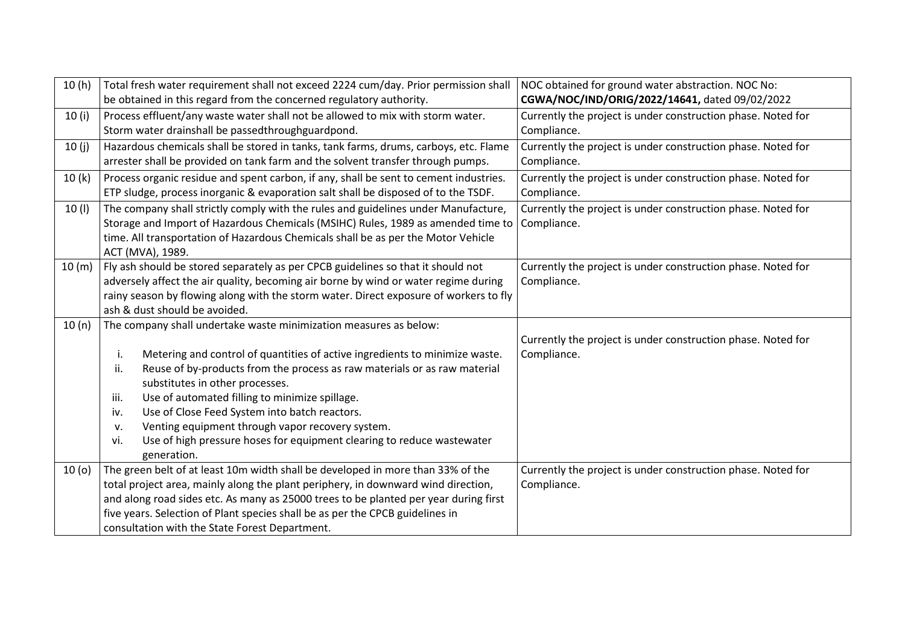| 10 (h) | Total fresh water requirement shall not exceed 2224 cum/day. Prior permission shall be obtained in this regard from the concerned regulatory authority. | NOC obtained for ground water abstraction. NOC No: **CGWA/NOC/IND/ORIG/2022/14641,** dated 09/02/2022 |
|---|---|---|
| 10 (i) | Process effluent/any waste water shall not be allowed to mix with storm water. Storm water drainshall be passedthroughguardpond. | Currently the project is under construction phase. Noted for Compliance. |
| 10 (j) | Hazardous chemicals shall be stored in tanks, tank farms, drums, carboys, etc. Flame arrester shall be provided on tank farm and the solvent transfer through pumps. | Currently the project is under construction phase. Noted for Compliance. |
| 10 (k) | Process organic residue and spent carbon, if any, shall be sent to cement industries. ETP sludge, process inorganic & evaporation salt shall be disposed of to the TSDF. | Currently the project is under construction phase. Noted for Compliance. |
| 10 (l) | The company shall strictly comply with the rules and guidelines under Manufacture, Storage and Import of Hazardous Chemicals (MSIHC) Rules, 1989 as amended time to time. All transportation of Hazardous Chemicals shall be as per the Motor Vehicle ACT (MVA), 1989. | Currently the project is under construction phase. Noted for Compliance. |
| 10 (m) | Fly ash should be stored separately as per CPCB guidelines so that it should not adversely affect the air quality, becoming air borne by wind or water regime during rainy season by flowing along with the storm water. Direct exposure of workers to fly ash & dust should be avoided. | Currently the project is under construction phase. Noted for Compliance. |
| 10 (n) | The company shall undertake waste minimization measures as below:<br>i. Metering and control of quantities of active ingredients to minimize waste.<br>ii. Reuse of by-products from the process as raw materials or as raw material substitutes in other processes.<br>iii. Use of automated filling to minimize spillage.<br>iv. Use of Close Feed System into batch reactors.<br>v. Venting equipment through vapor recovery system.<br>vi. Use of high pressure hoses for equipment clearing to reduce wastewater generation. | Currently the project is under construction phase. Noted for Compliance. |
| 10 (o) | The green belt of at least 10m width shall be developed in more than 33% of the total project area, mainly along the plant periphery, in downward wind direction, and along road sides etc. As many as 25000 trees to be planted per year during first five years. Selection of Plant species shall be as per the CPCB guidelines in consultation with the State Forest Department. | Currently the project is under construction phase. Noted for Compliance. |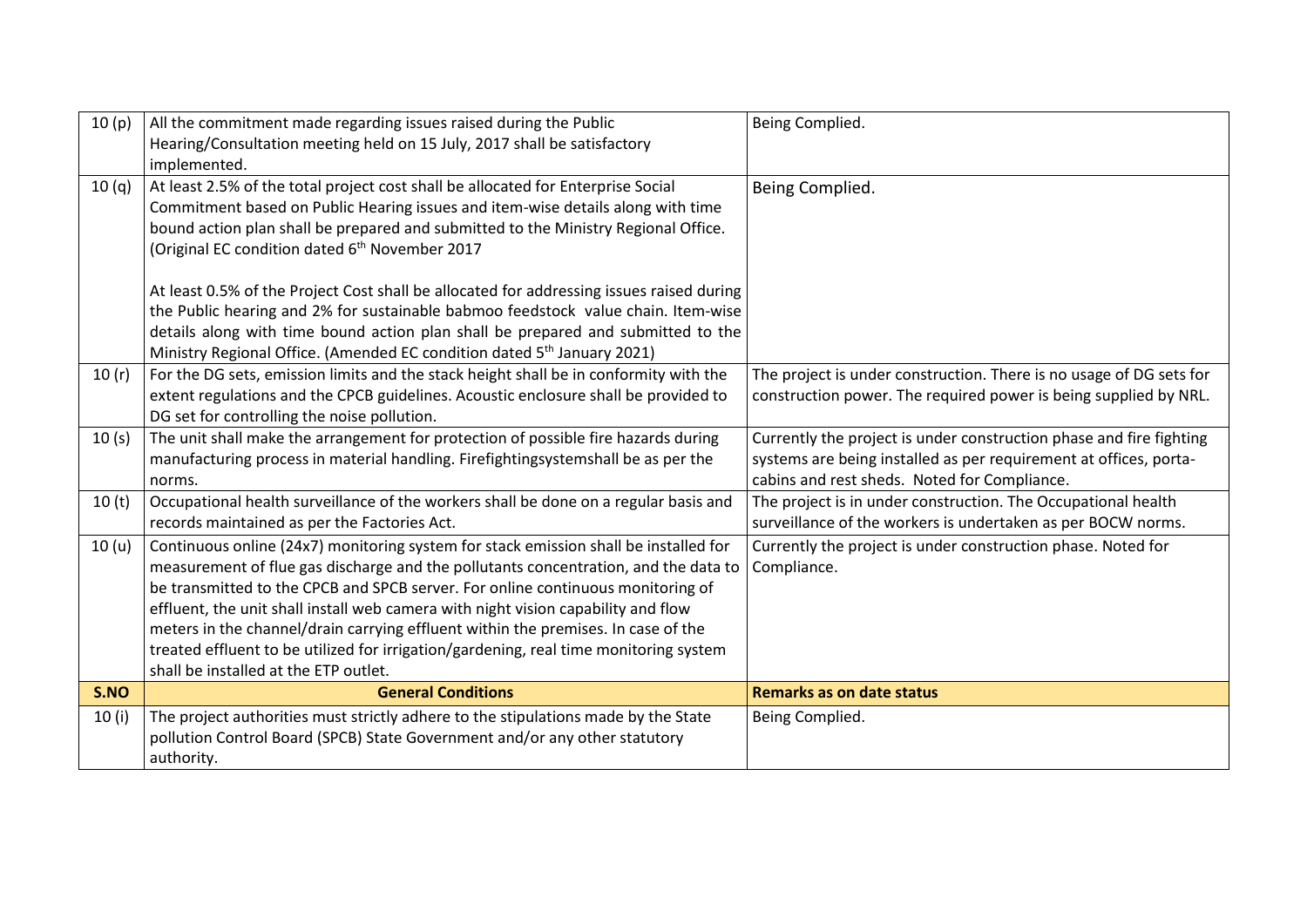| | | |
|---|---|---|
| 10 (p) | All the commitment made regarding issues raised during the Public Hearing/Consultation meeting held on 15 July, 2017 shall be satisfactory implemented. | Being Complied. |
| 10 (q) | At least 2.5% of the total project cost shall be allocated for Enterprise Social Commitment based on Public Hearing issues and item-wise details along with time bound action plan shall be prepared and submitted to the Ministry Regional Office. (Original EC condition dated 6th November 2017<br><br>At least 0.5% of the Project Cost shall be allocated for addressing issues raised during the Public hearing and 2% for sustainable babmoo feedstock value chain. Item-wise details along with time bound action plan shall be prepared and submitted to the Ministry Regional Office. (Amended EC condition dated 5th January 2021) | Being Complied. |
| 10 (r) | For the DG sets, emission limits and the stack height shall be in conformity with the extent regulations and the CPCB guidelines. Acoustic enclosure shall be provided to DG set for controlling the noise pollution. | The project is under construction. There is no usage of DG sets for construction power. The required power is being supplied by NRL. |
| 10 (s) | The unit shall make the arrangement for protection of possible fire hazards during manufacturing process in material handling. Firefightingsystemshall be as per the norms. | Currently the project is under construction phase and fire fighting systems are being installed as per requirement at offices, porta-cabins and rest sheds. Noted for Compliance. |
| 10 (t) | Occupational health surveillance of the workers shall be done on a regular basis and records maintained as per the Factories Act. | The project is in under construction. The Occupational health surveillance of the workers is undertaken as per BOCW norms. |
| 10 (u) | Continuous online (24x7) monitoring system for stack emission shall be installed for measurement of flue gas discharge and the pollutants concentration, and the data to be transmitted to the CPCB and SPCB server. For online continuous monitoring of effluent, the unit shall install web camera with night vision capability and flow meters in the channel/drain carrying effluent within the premises. In case of the treated effluent to be utilized for irrigation/gardening, real time monitoring system shall be installed at the ETP outlet. | Currently the project is under construction phase. Noted for Compliance. |
| **S.NO** | **General Conditions** | **Remarks as on date status** |
| 10 (i) | The project authorities must strictly adhere to the stipulations made by the State pollution Control Board (SPCB) State Government and/or any other statutory authority. | Being Complied. |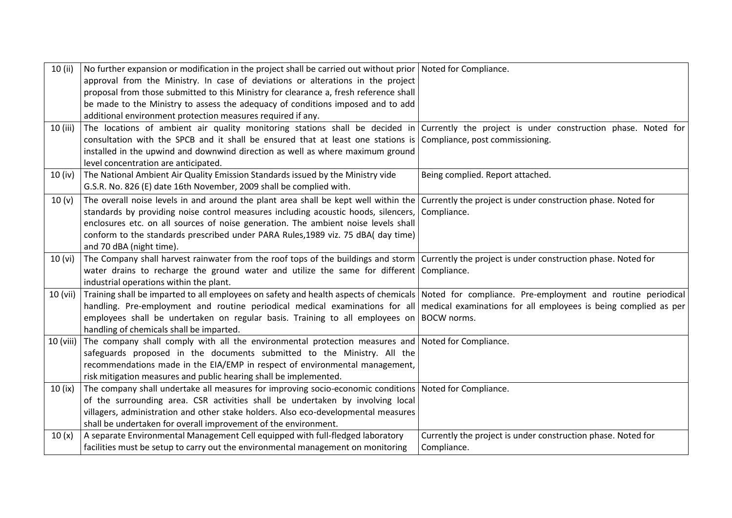| | | |
|---|---|---|
| 10 (ii) | No further expansion or modification in the project shall be carried out without prior approval from the Ministry. In case of deviations or alterations in the project proposal from those submitted to this Ministry for clearance a, fresh reference shall be made to the Ministry to assess the adequacy of conditions imposed and to add additional environment protection measures required if any. | Noted for Compliance. |
| 10 (iii) | The locations of ambient air quality monitoring stations shall be decided in consultation with the SPCB and it shall be ensured that at least one stations is installed in the upwind and downwind direction as well as where maximum ground level concentration are anticipated. | Currently the project is under construction phase. Noted for Compliance, post commissioning. |
| 10 (iv) | The National Ambient Air Quality Emission Standards issued by the Ministry vide G.S.R. No. 826 (E) date 16th November, 2009 shall be complied with. | Being complied. Report attached. |
| 10 (v) | The overall noise levels in and around the plant area shall be kept well within the standards by providing noise control measures including acoustic hoods, silencers, enclosures etc. on all sources of noise generation. The ambient noise levels shall conform to the standards prescribed under PARA Rules,1989 viz. 75 dBA( day time) and 70 dBA (night time). | Currently the project is under construction phase. Noted for Compliance. |
| 10 (vi) | The Company shall harvest rainwater from the roof tops of the buildings and storm water drains to recharge the ground water and utilize the same for different industrial operations within the plant. | Currently the project is under construction phase. Noted for Compliance. |
| 10 (vii) | Training shall be imparted to all employees on safety and health aspects of chemicals handling. Pre-employment and routine periodical medical examinations for all employees shall be undertaken on regular basis. Training to all employees on handling of chemicals shall be imparted. | Noted for compliance. Pre-employment and routine periodical medical examinations for all employees is being complied as per BOCW norms. |
| 10 (viii) | The company shall comply with all the environmental protection measures and safeguards proposed in the documents submitted to the Ministry. All the recommendations made in the EIA/EMP in respect of environmental management, risk mitigation measures and public hearing shall be implemented. | Noted for Compliance. |
| 10 (ix) | The company shall undertake all measures for improving socio-economic conditions of the surrounding area. CSR activities shall be undertaken by involving local villagers, administration and other stake holders. Also eco-developmental measures shall be undertaken for overall improvement of the environment. | Noted for Compliance. |
| 10 (x) | A separate Environmental Management Cell equipped with full-fledged laboratory facilities must be setup to carry out the environmental management on monitoring | Currently the project is under construction phase. Noted for Compliance. |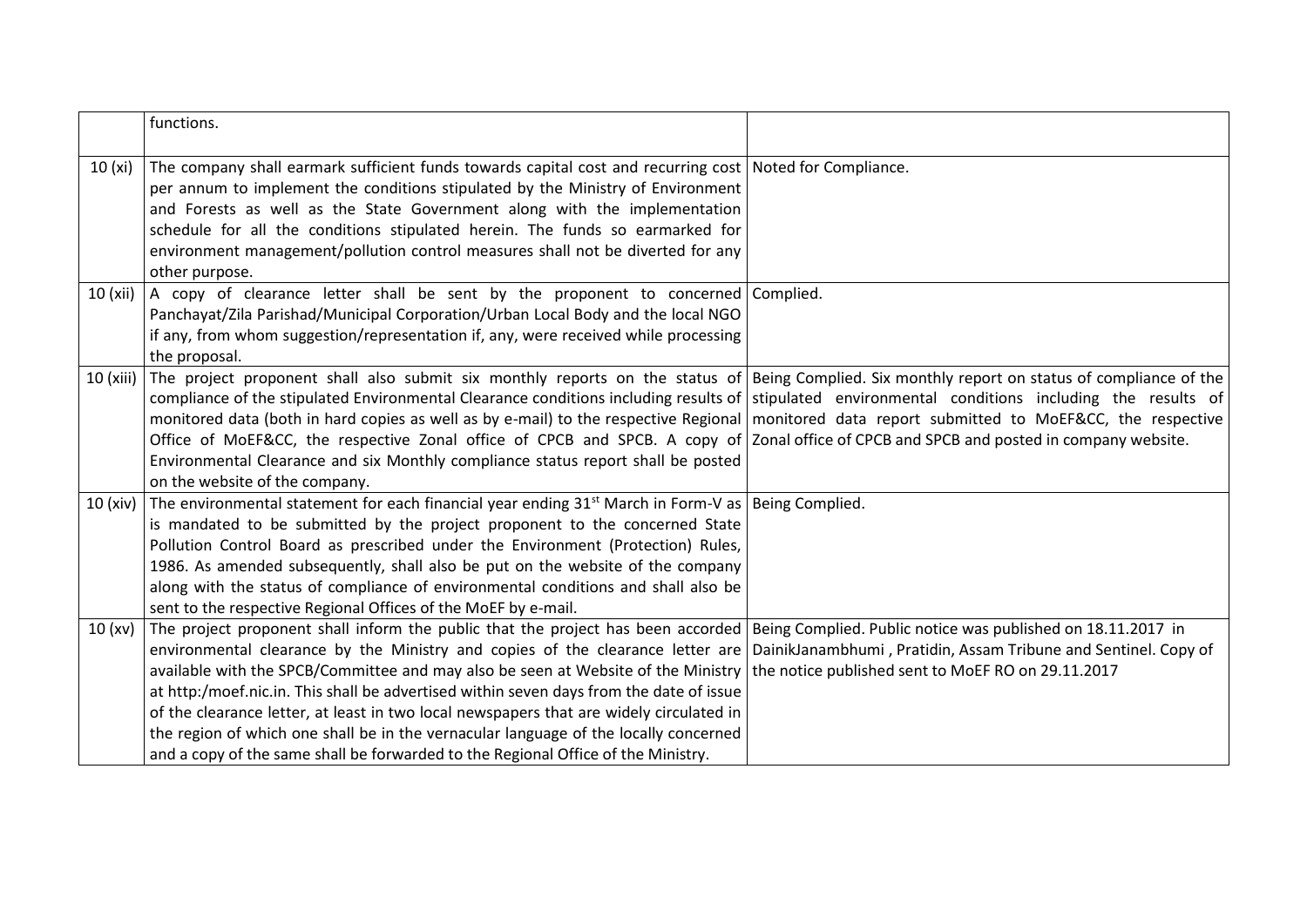| | | |
|---|---|---|
| | functions. | |
| 10 (xi) | The company shall earmark sufficient funds towards capital cost and recurring cost per annum to implement the conditions stipulated by the Ministry of Environment and Forests as well as the State Government along with the implementation schedule for all the conditions stipulated herein. The funds so earmarked for environment management/pollution control measures shall not be diverted for any other purpose. | Noted for Compliance. |
| 10 (xii) | A copy of clearance letter shall be sent by the proponent to concerned Panchayat/Zila Parishad/Municipal Corporation/Urban Local Body and the local NGO if any, from whom suggestion/representation if, any, were received while processing the proposal. | Complied. |
| 10 (xiii) | The project proponent shall also submit six monthly reports on the status of compliance of the stipulated Environmental Clearance conditions including results of monitored data (both in hard copies as well as by e-mail) to the respective Regional Office of MoEF&CC, the respective Zonal office of CPCB and SPCB. A copy of Environmental Clearance and six Monthly compliance status report shall be posted on the website of the company. | Being Complied. Six monthly report on status of compliance of the stipulated environmental conditions including the results of monitored data report submitted to MoEF&CC, the respective Zonal office of CPCB and SPCB and posted in company website. |
| 10 (xiv) | The environmental statement for each financial year ending 31st March in Form-V as is mandated to be submitted by the project proponent to the concerned State Pollution Control Board as prescribed under the Environment (Protection) Rules, 1986. As amended subsequently, shall also be put on the website of the company along with the status of compliance of environmental conditions and shall also be sent to the respective Regional Offices of the MoEF by e-mail. | Being Complied. |
| 10 (xv) | The project proponent shall inform the public that the project has been accorded environmental clearance by the Ministry and copies of the clearance letter are available with the SPCB/Committee and may also be seen at Website of the Ministry at http:/moef.nic.in. This shall be advertised within seven days from the date of issue of the clearance letter, at least in two local newspapers that are widely circulated in the region of which one shall be in the vernacular language of the locally concerned and a copy of the same shall be forwarded to the Regional Office of the Ministry. | Being Complied. Public notice was published on 18.11.2017 in DainikJanambhumi , Pratidin, Assam Tribune and Sentinel. Copy of the notice published sent to MoEF RO on 29.11.2017 |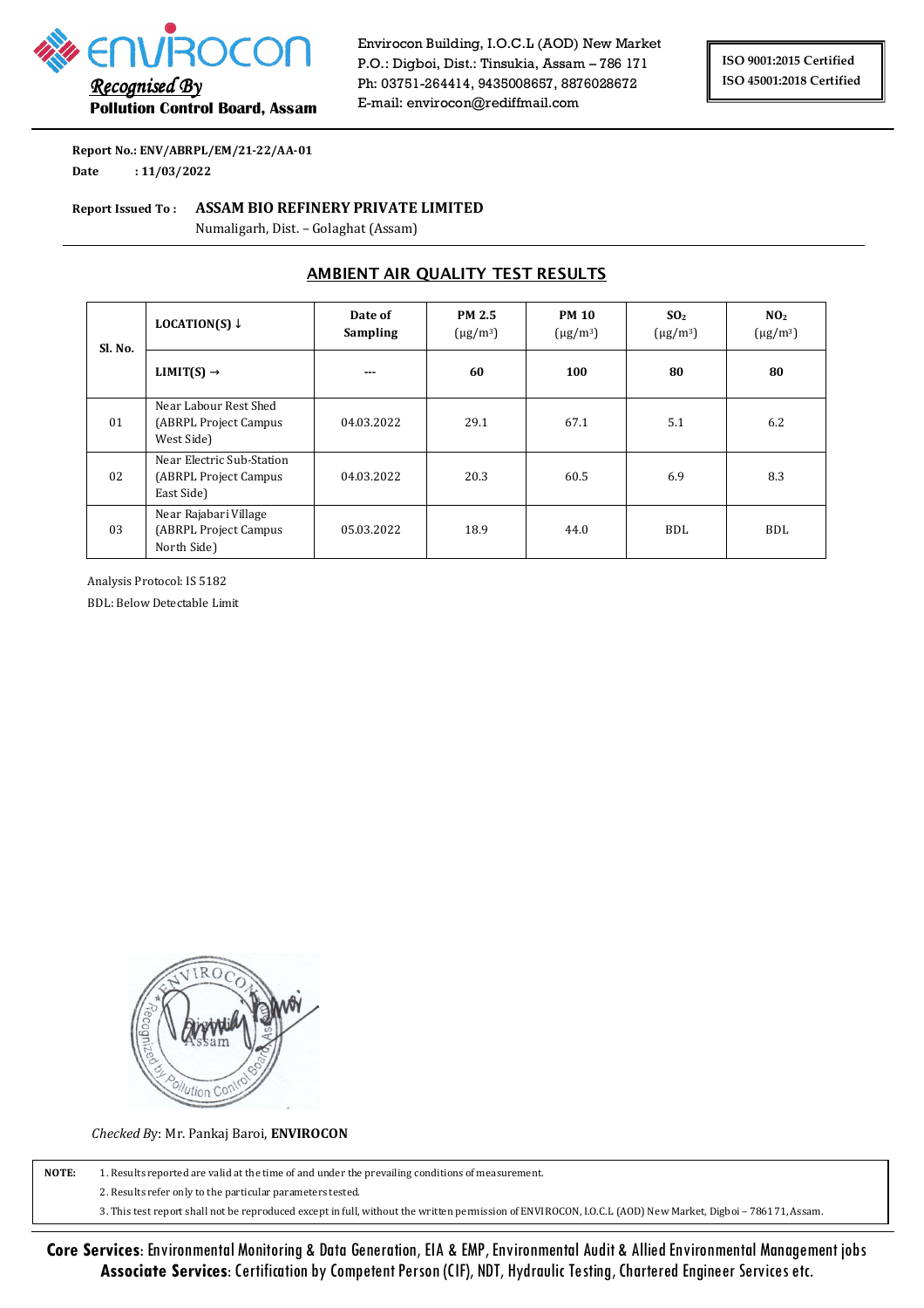Envirocon Building, I.O.C.L (AOD) New Market
P.O.: Digboi, Dist.: Tinsukia, Assam – 786 171
Ph: 03751-264414, 9435008657, 8876028672
E-mail: envirocon@rediffmail.com

**ENVIROCON**
*Recognised By*
**Pollution Control Board, Assam**

ISO 9001:2015 Certified
ISO 45001:2018 Certified

**Report No.: ENV/ABRPL/EM/21-22/AA-01**
**Date : 11/03/2022**

**Report Issued To : ASSAM BIO REFINERY PRIVATE LIMITED**
Numaligarh, Dist. – Golaghat (Assam)

## AMBIENT AIR QUALITY TEST RESULTS

| Sl. No. | LOCATION(S) ↓ | Date of Sampling | PM 2.5 (μg/m³) | PM 10 (μg/m³) | $SO_2$ (μg/m³) | $NO_2$ (μg/m³) |
|---|---|---|---|---|---|---|
| | **LIMIT(S) →** | --- | **60** | **100** | **80** | **80** |
| 01 | Near Labour Rest Shed (ABRPL Project Campus West Side) | 04.03.2022 | 29.1 | 67.1 | 5.1 | 6.2 |
| 02 | Near Electric Sub-Station (ABRPL Project Campus East Side) | 04.03.2022 | 20.3 | 60.5 | 6.9 | 8.3 |
| 03 | Near Rajabari Village (ABRPL Project Campus North Side) | 05.03.2022 | 18.9 | 44.0 | BDL | BDL |

Analysis Protocol: IS 5182
BDL: Below Detectable Limit

*Checked By*: Mr. Pankaj Baroi, **ENVIROCON**

**NOTE:**
1. Results reported are valid at the time of and under the prevailing conditions of measurement.
2. Results refer only to the particular parameters tested.
3. This test report shall not be reproduced except in full, without the written permission of ENVIROCON, I.O.C.L (AOD) New Market, Digboi – 786171, Assam.

**Core Services**: Environmental Monitoring & Data Generation, EIA & EMP, Environmental Audit & Allied Environmental Management jobs
**Associate Services**: Certification by Competent Person (CIF), NDT, Hydraulic Testing, Chartered Engineer Services etc.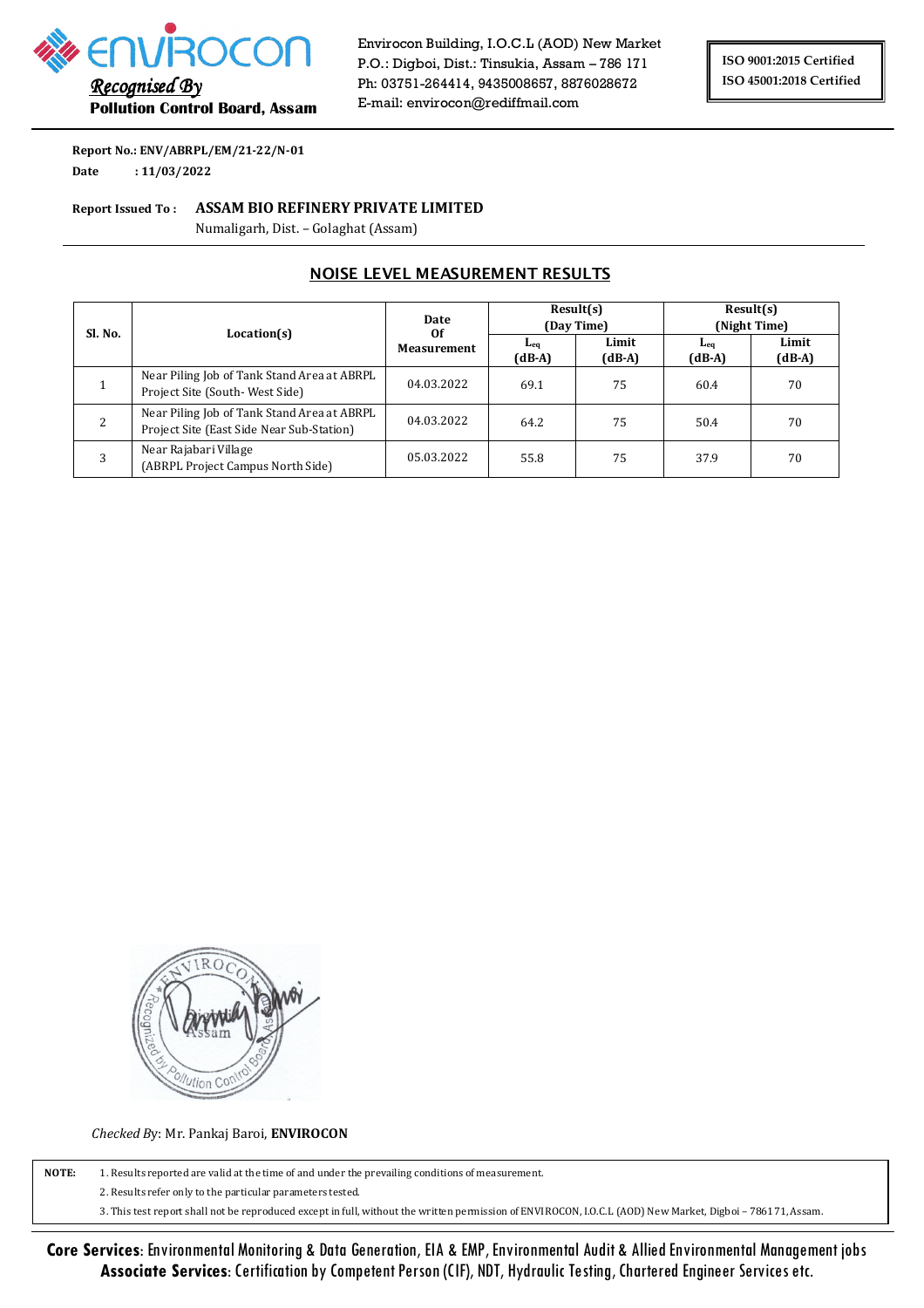**ENVIROCON**
*Recognised By*
**Pollution Control Board, Assam**

Envirocon Building, I.O.C.L (AOD) New Market
P.O.: Digboi, Dist.: Tinsukia, Assam – 786 171
Ph: 03751-264414, 9435008657, 8876028672
E-mail: envirocon@rediffmail.com

ISO 9001:2015 Certified
ISO 45001:2018 Certified

**Report No.: ENV/ABRPL/EM/21-22/N-01**
**Date : 11/03/2022**

**Report Issued To : ASSAM BIO REFINERY PRIVATE LIMITED**
Numaligarh, Dist. – Golaghat (Assam)

## NOISE LEVEL MEASUREMENT RESULTS

| Sl. No. | Location(s) | Date Of Measurement | Result(s) (Day Time) | | Result(s) (Night Time) | |
|---|---|---|---|---|---|---|
| | | | $L_{eq}$ (dB-A) | Limit (dB-A) | $L_{eq}$ (dB-A) | Limit (dB-A) |
| 1 | Near Piling Job of Tank Stand Area at ABRPL Project Site (South- West Side) | 04.03.2022 | 69.1 | 75 | 60.4 | 70 |
| 2 | Near Piling Job of Tank Stand Area at ABRPL Project Site (East Side Near Sub-Station) | 04.03.2022 | 64.2 | 75 | 50.4 | 70 |
| 3 | Near Rajabari Village (ABRPL Project Campus North Side) | 05.03.2022 | 55.8 | 75 | 37.9 | 70 |

*Checked By*: Mr. Pankaj Baroi, **ENVIROCON**

**NOTE:**
1. Results reported are valid at the time of and under the prevailing conditions of measurement.
2. Results refer only to the particular parameters tested.
3. This test report shall not be reproduced except in full, without the written permission of ENVIROCON, I.O.C.L (AOD) New Market, Digboi – 786171, Assam.

**Core Services**: Environmental Monitoring & Data Generation, EIA & EMP, Environmental Audit & Allied Environmental Management jobs
**Associate Services**: Certification by Competent Person (CIF), NDT, Hydraulic Testing, Chartered Engineer Services etc.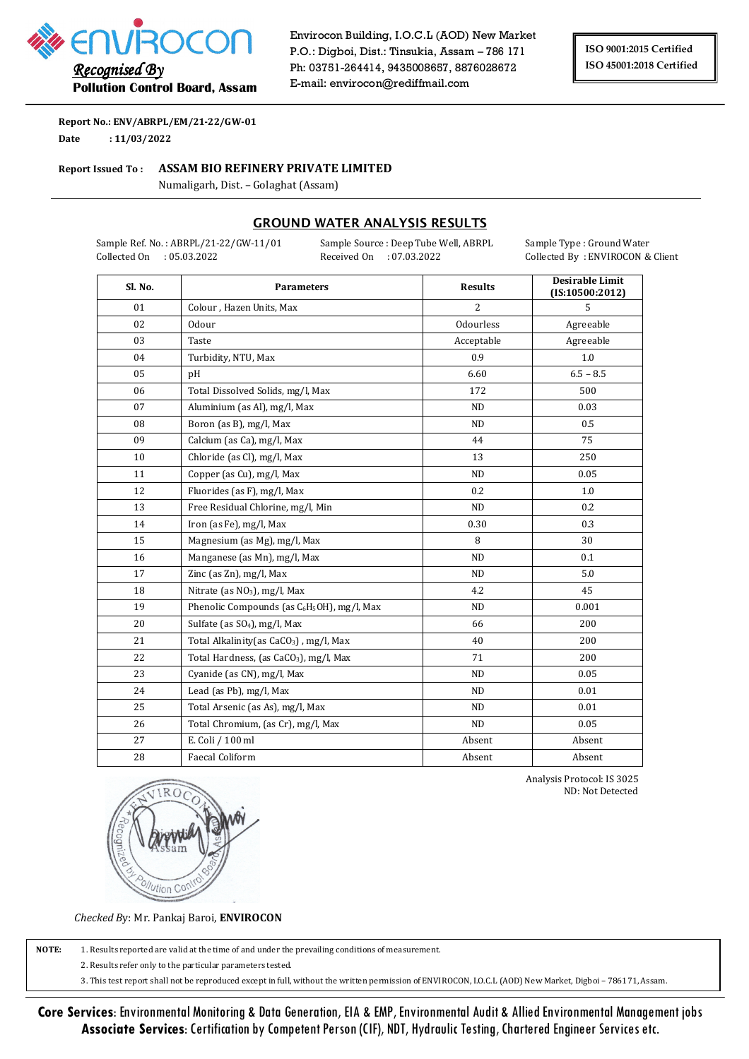ENVIROCON

*Recognised By*
**Pollution Control Board, Assam**

Envirocon Building, I.O.C.L (AOD) New Market
P.O.: Digboi, Dist.: Tinsukia, Assam – 786 171
Ph: 03751-264414, 9435008657, 8876028672
E-mail: envirocon@rediffmail.com

ISO 9001:2015 Certified
ISO 45001:2018 Certified

**Report No.: ENV/ABRPL/EM/21-22/GW-01**
**Date : 11/03/2022**

**Report Issued To : ASSAM BIO REFINERY PRIVATE LIMITED**
Numaligarh, Dist. – Golaghat (Assam)

## GROUND WATER ANALYSIS RESULTS

Sample Ref. No. : ABRPL/21-22/GW-11/01
Collected On : 05.03.2022
Sample Source : Deep Tube Well, ABRPL
Received On : 07.03.2022
Sample Type : Ground Water
Collected By : ENVIROCON & Client

| Sl. No. | Parameters | Results | Desirable Limit (IS:10500:2012) |
|---|---|---|---|
| 01 | Colour , Hazen Units, Max | 2 | 5 |
| 02 | Odour | Odourless | Agreeable |
| 03 | Taste | Acceptable | Agreeable |
| 04 | Turbidity, NTU, Max | 0.9 | 1.0 |
| 05 | pH | 6.60 | 6.5 – 8.5 |
| 06 | Total Dissolved Solids, mg/l, Max | 172 | 500 |
| 07 | Aluminium (as Al), mg/l, Max | ND | 0.03 |
| 08 | Boron (as B), mg/l, Max | ND | 0.5 |
| 09 | Calcium (as Ca), mg/l, Max | 44 | 75 |
| 10 | Chloride (as Cl), mg/l, Max | 13 | 250 |
| 11 | Copper (as Cu), mg/l, Max | ND | 0.05 |
| 12 | Fluorides (as F), mg/l, Max | 0.2 | 1.0 |
| 13 | Free Residual Chlorine, mg/l, Min | ND | 0.2 |
| 14 | Iron (as Fe), mg/l, Max | 0.30 | 0.3 |
| 15 | Magnesium (as Mg), mg/l, Max | 8 | 30 |
| 16 | Manganese (as Mn), mg/l, Max | ND | 0.1 |
| 17 | Zinc (as Zn), mg/l, Max | ND | 5.0 |
| 18 | Nitrate (as $NO_3$), mg/l, Max | 4.2 | 45 |
| 19 | Phenolic Compounds (as $C_6H_5OH$), mg/l, Max | ND | 0.001 |
| 20 | Sulfate (as $SO_4$), mg/l, Max | 66 | 200 |
| 21 | Total Alkalinity(as $CaCO_3$) , mg/l, Max | 40 | 200 |
| 22 | Total Hardness, (as $CaCO_3$), mg/l, Max | 71 | 200 |
| 23 | Cyanide (as CN), mg/l, Max | ND | 0.05 |
| 24 | Lead (as Pb), mg/l, Max | ND | 0.01 |
| 25 | Total Arsenic (as As), mg/l, Max | ND | 0.01 |
| 26 | Total Chromium, (as Cr), mg/l, Max | ND | 0.05 |
| 27 | E. Coli / 100 ml | Absent | Absent |
| 28 | Faecal Coliform | Absent | Absent |

Analysis Protocol: IS 3025
ND: Not Detected

*Checked By*: Mr. Pankaj Baroi, **ENVIROCON**

**NOTE:**
1. Results reported are valid at the time of and under the prevailing conditions of measurement.
2. Results refer only to the particular parameters tested.
3. This test report shall not be reproduced except in full, without the written permission of ENVIROCON, I.O.C.L (AOD) New Market, Digboi – 786171, Assam.

**Core Services**: Environmental Monitoring & Data Generation, EIA & EMP, Environmental Audit & Allied Environmental Management jobs
**Associate Services**: Certification by Competent Person (CIF), NDT, Hydraulic Testing, Chartered Engineer Services etc.